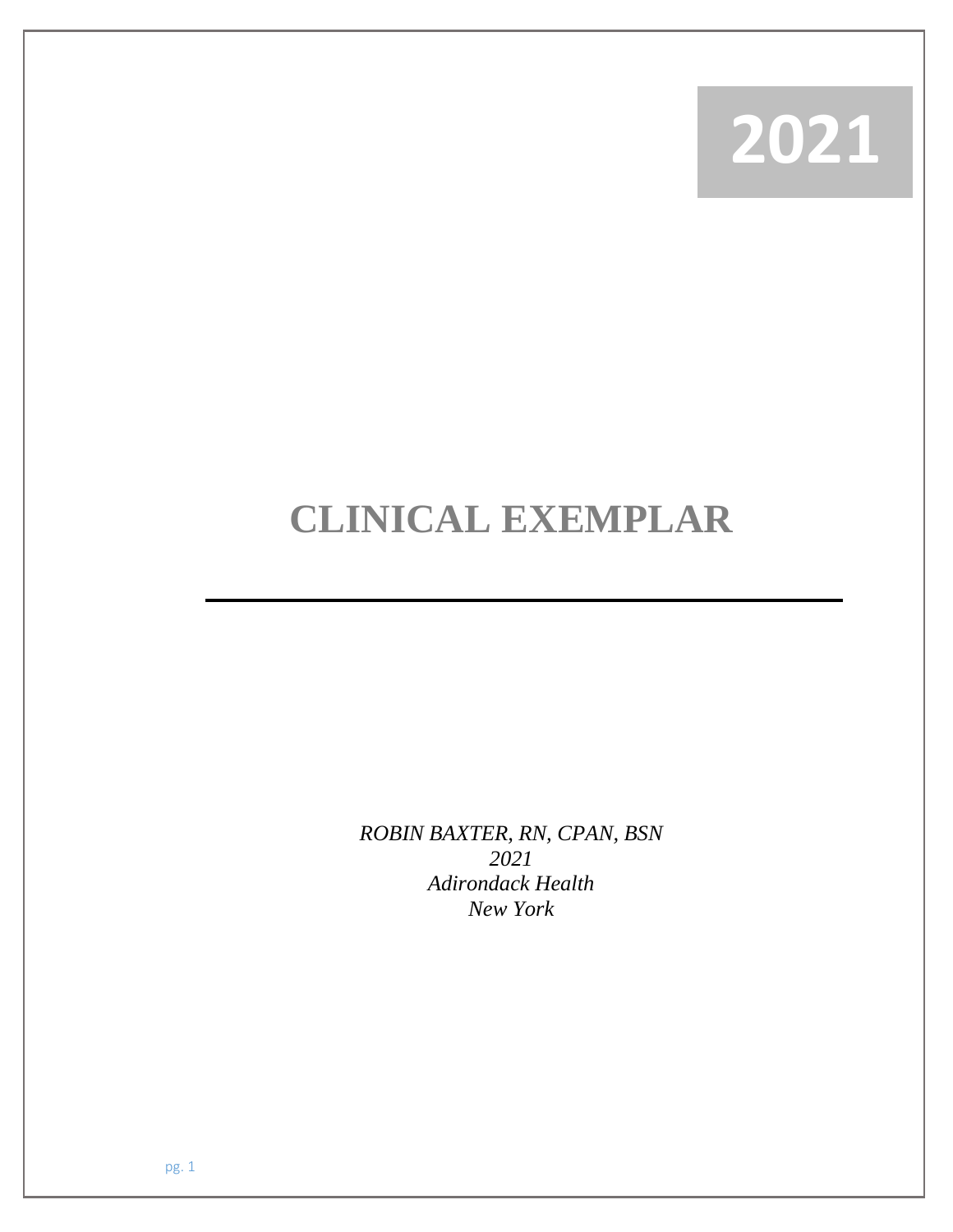**2021**

# CLINICAL EXEMPLAR

---

*ROBIN BAXTER, RN, CPAN, BSN*
*2021*
*Adirondack Health*
*New York*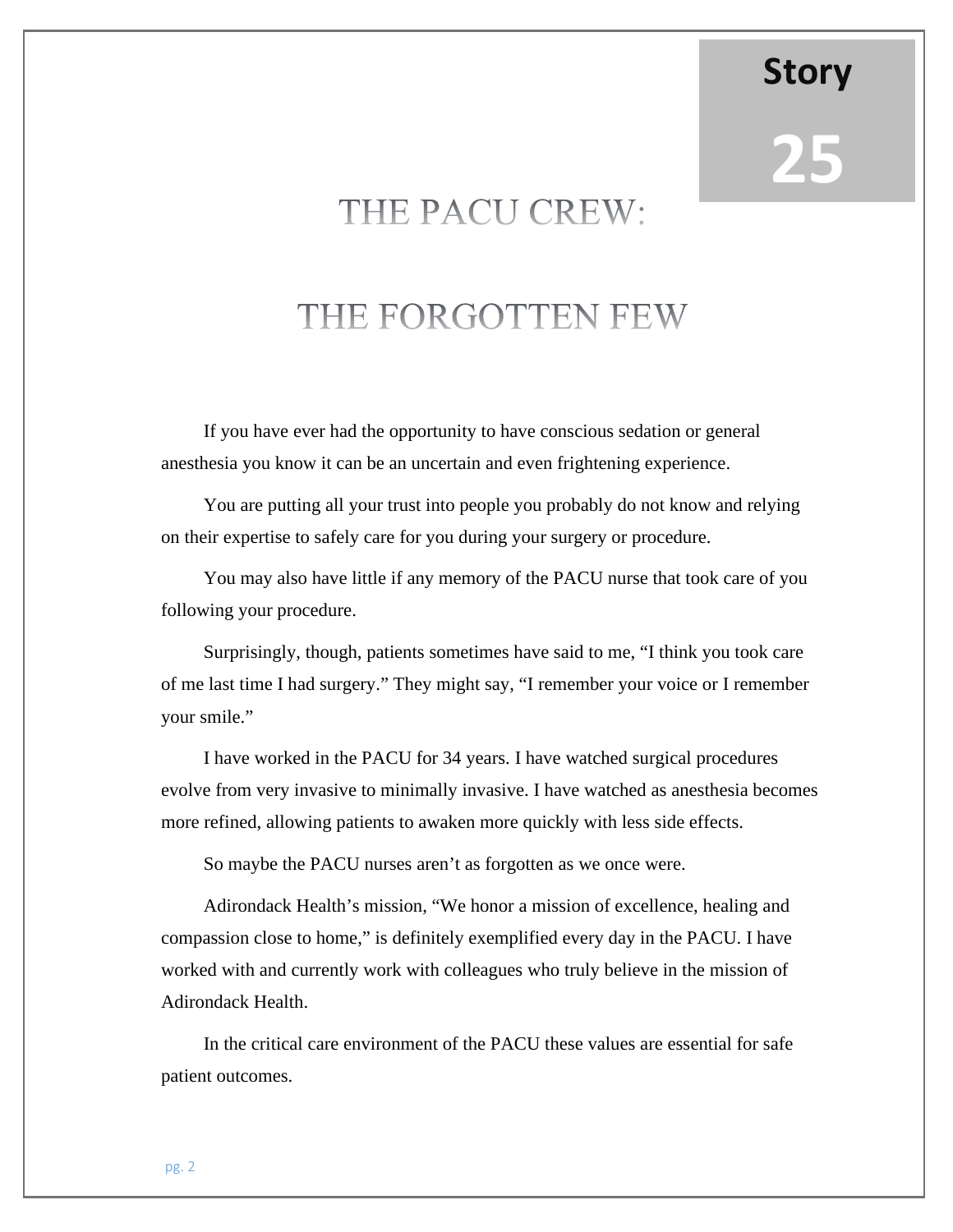Story 25

# THE PACU CREW:

# THE FORGOTTEN FEW

If you have ever had the opportunity to have conscious sedation or general anesthesia you know it can be an uncertain and even frightening experience.

You are putting all your trust into people you probably do not know and relying on their expertise to safely care for you during your surgery or procedure.

You may also have little if any memory of the PACU nurse that took care of you following your procedure.

Surprisingly, though, patients sometimes have said to me, “I think you took care of me last time I had surgery.” They might say, “I remember your voice or I remember your smile.”

I have worked in the PACU for 34 years. I have watched surgical procedures evolve from very invasive to minimally invasive. I have watched as anesthesia becomes more refined, allowing patients to awaken more quickly with less side effects.

So maybe the PACU nurses aren’t as forgotten as we once were.

Adirondack Health’s mission, “We honor a mission of excellence, healing and compassion close to home,” is definitely exemplified every day in the PACU. I have worked with and currently work with colleagues who truly believe in the mission of Adirondack Health.

In the critical care environment of the PACU these values are essential for safe patient outcomes.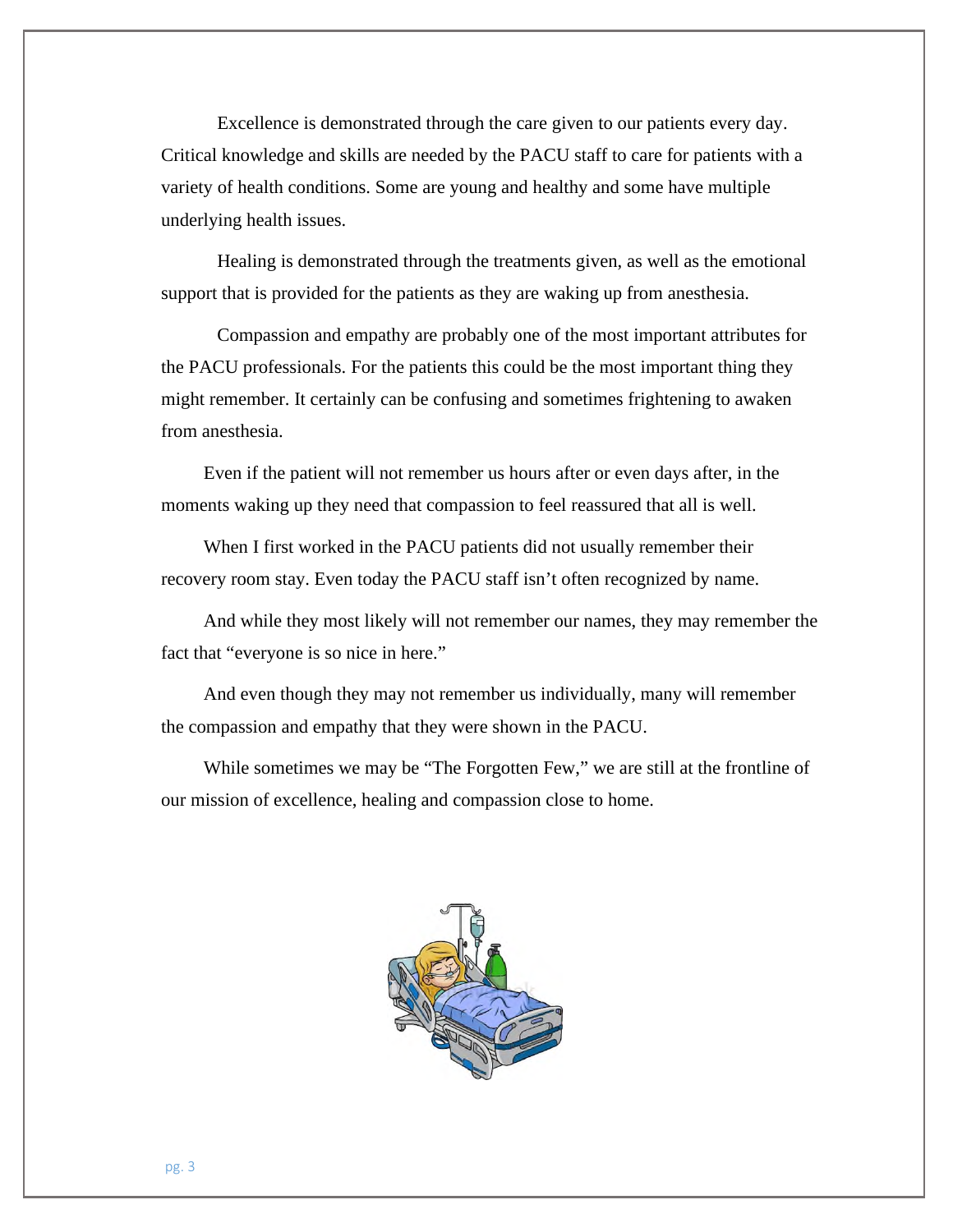Excellence is demonstrated through the care given to our patients every day. Critical knowledge and skills are needed by the PACU staff to care for patients with a variety of health conditions. Some are young and healthy and some have multiple underlying health issues.

Healing is demonstrated through the treatments given, as well as the emotional support that is provided for the patients as they are waking up from anesthesia.

Compassion and empathy are probably one of the most important attributes for the PACU professionals. For the patients this could be the most important thing they might remember. It certainly can be confusing and sometimes frightening to awaken from anesthesia.

Even if the patient will not remember us hours after or even days after, in the moments waking up they need that compassion to feel reassured that all is well.

When I first worked in the PACU patients did not usually remember their recovery room stay. Even today the PACU staff isn't often recognized by name.

And while they most likely will not remember our names, they may remember the fact that "everyone is so nice in here."

And even though they may not remember us individually, many will remember the compassion and empathy that they were shown in the PACU.

While sometimes we may be "The Forgotten Few," we are still at the frontline of our mission of excellence, healing and compassion close to home.